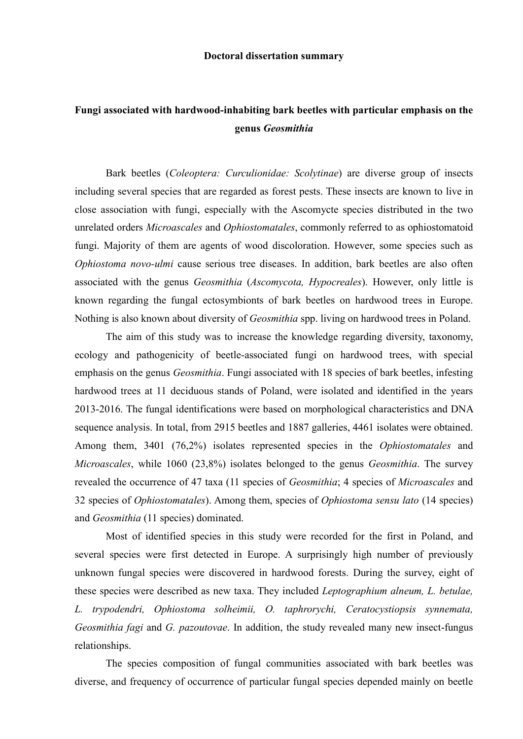**Doctoral dissertation summary**

**Fungi associated with hardwood-inhabiting bark beetles with particular emphasis on the genus *Geosmithia***

Bark beetles (*Coleoptera: Curculionidae: Scolytinae*) are diverse group of insects including several species that are regarded as forest pests. These insects are known to live in close association with fungi, especially with the Ascomycte species distributed in the two unrelated orders *Microascales* and *Ophiostomatales*, commonly referred to as ophiostomatoid fungi. Majority of them are agents of wood discoloration. However, some species such as *Ophiostoma novo-ulmi* cause serious tree diseases. In addition, bark beetles are also often associated with the genus *Geosmithia* (*Ascomycota, Hypocreales*). However, only little is known regarding the fungal ectosymbionts of bark beetles on hardwood trees in Europe. Nothing is also known about diversity of *Geosmithia* spp. living on hardwood trees in Poland.

The aim of this study was to increase the knowledge regarding diversity, taxonomy, ecology and pathogenicity of beetle-associated fungi on hardwood trees, with special emphasis on the genus *Geosmithia*. Fungi associated with 18 species of bark beetles, infesting hardwood trees at 11 deciduous stands of Poland, were isolated and identified in the years 2013-2016. The fungal identifications were based on morphological characteristics and DNA sequence analysis. In total, from 2915 beetles and 1887 galleries, 4461 isolates were obtained. Among them, 3401 (76,2%) isolates represented species in the *Ophiostomatales* and *Microascales*, while 1060 (23,8%) isolates belonged to the genus *Geosmithia*. The survey revealed the occurrence of 47 taxa (11 species of *Geosmithia*; 4 species of *Microascales* and 32 species of *Ophiostomatales*). Among them, species of *Ophiostoma sensu lato* (14 species) and *Geosmithia* (11 species) dominated.

Most of identified species in this study were recorded for the first in Poland, and several species were first detected in Europe. A surprisingly high number of previously unknown fungal species were discovered in hardwood forests. During the survey, eight of these species were described as new taxa. They included *Leptographium alneum, L. betulae, L. trypodendri, Ophiostoma solheimii, O. taphrorychi, Ceratocystiopsis synnemata, Geosmithia fagi* and *G. pazoutovae*. In addition, the study revealed many new insect-fungus relationships.

The species composition of fungal communities associated with bark beetles was diverse, and frequency of occurrence of particular fungal species depended mainly on beetle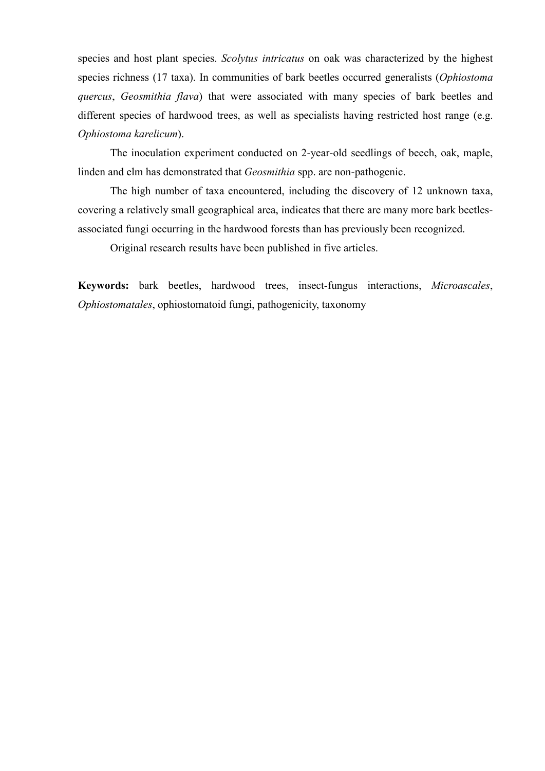species and host plant species. *Scolytus intricatus* on oak was characterized by the highest species richness (17 taxa). In communities of bark beetles occurred generalists (*Ophiostoma quercus*, *Geosmithia flava*) that were associated with many species of bark beetles and different species of hardwood trees, as well as specialists having restricted host range (e.g. *Ophiostoma karelicum*).

The inoculation experiment conducted on 2-year-old seedlings of beech, oak, maple, linden and elm has demonstrated that *Geosmithia* spp. are non-pathogenic.

The high number of taxa encountered, including the discovery of 12 unknown taxa, covering a relatively small geographical area, indicates that there are many more bark beetles-associated fungi occurring in the hardwood forests than has previously been recognized.

Original research results have been published in five articles.

**Keywords:** bark beetles, hardwood trees, insect-fungus interactions, *Microascales*, *Ophiostomatales*, ophiostomatoid fungi, pathogenicity, taxonomy